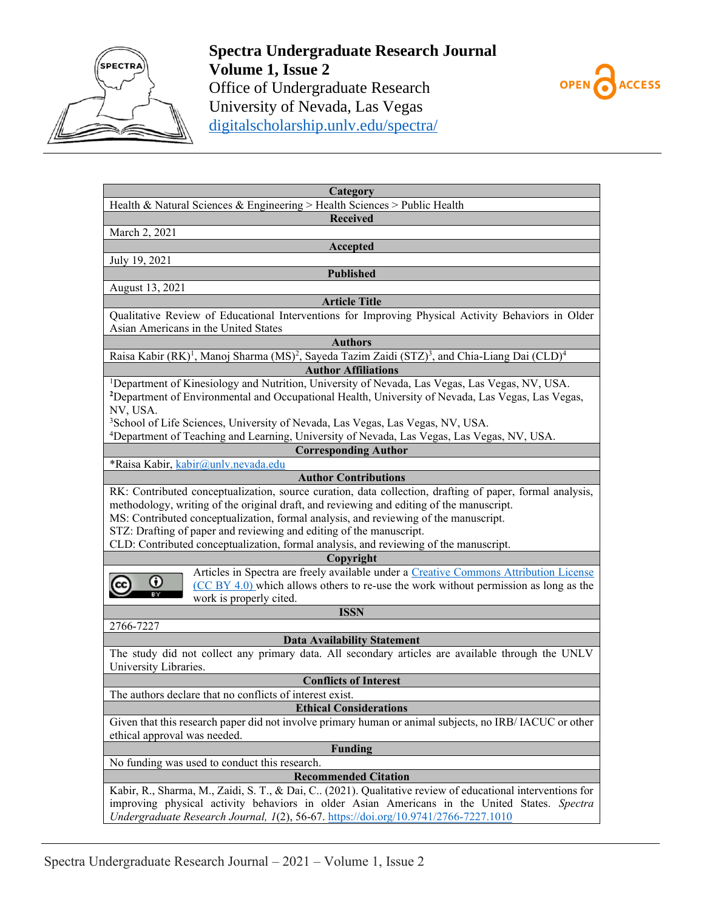**Spectra Undergraduate Research Journal**
**Volume 1, Issue 2**
Office of Undergraduate Research
University of Nevada, Las Vegas
digitalscholarship.unlv.edu/spectra/

OPEN ACCESS

| Category |
| --- |
| Health & Natural Sciences & Engineering > Health Sciences > Public Health |
| **Received** |
| March 2, 2021 |
| **Accepted** |
| July 19, 2021 |
| **Published** |
| August 13, 2021 |
| **Article Title** |
| Qualitative Review of Educational Interventions for Improving Physical Activity Behaviors in Older Asian Americans in the United States |
| **Authors** |
| Raisa Kabir (RK)[1], Manoj Sharma (MS)[2], Sayeda Tazim Zaidi (STZ)[3], and Chia-Liang Dai (CLD)[4] |
| **Author Affiliations** |
| [1]Department of Kinesiology and Nutrition, University of Nevada, Las Vegas, Las Vegas, NV, USA. [2]Department of Environmental and Occupational Health, University of Nevada, Las Vegas, Las Vegas, NV, USA. [3]School of Life Sciences, University of Nevada, Las Vegas, Las Vegas, NV, USA. [4]Department of Teaching and Learning, University of Nevada, Las Vegas, Las Vegas, NV, USA. |
| **Corresponding Author** |
| *Raisa Kabir, kabir@unlv.nevada.edu |
| **Author Contributions** |
| RK: Contributed conceptualization, source curation, data collection, drafting of paper, formal analysis, methodology, writing of the original draft, and reviewing and editing of the manuscript. MS: Contributed conceptualization, formal analysis, and reviewing of the manuscript. STZ: Drafting of paper and reviewing and editing of the manuscript. CLD: Contributed conceptualization, formal analysis, and reviewing of the manuscript. |
| **Copyright** |
| Articles in Spectra are freely available under a Creative Commons Attribution License (CC BY 4.0) which allows others to re-use the work without permission as long as the work is properly cited. |
| **ISSN** |
| 2766-7227 |
| **Data Availability Statement** |
| The study did not collect any primary data. All secondary articles are available through the UNLV University Libraries. |
| **Conflicts of Interest** |
| The authors declare that no conflicts of interest exist. |
| **Ethical Considerations** |
| Given that this research paper did not involve primary human or animal subjects, no IRB/ IACUC or other ethical approval was needed. |
| **Funding** |
| No funding was used to conduct this research. |
| **Recommended Citation** |
| Kabir, R., Sharma, M., Zaidi, S. T., & Dai, C.. (2021). Qualitative review of educational interventions for improving physical activity behaviors in older Asian Americans in the United States. *Spectra Undergraduate Research Journal, 1*(2), 56-67. https://doi.org/10.9741/2766-7227.1010 |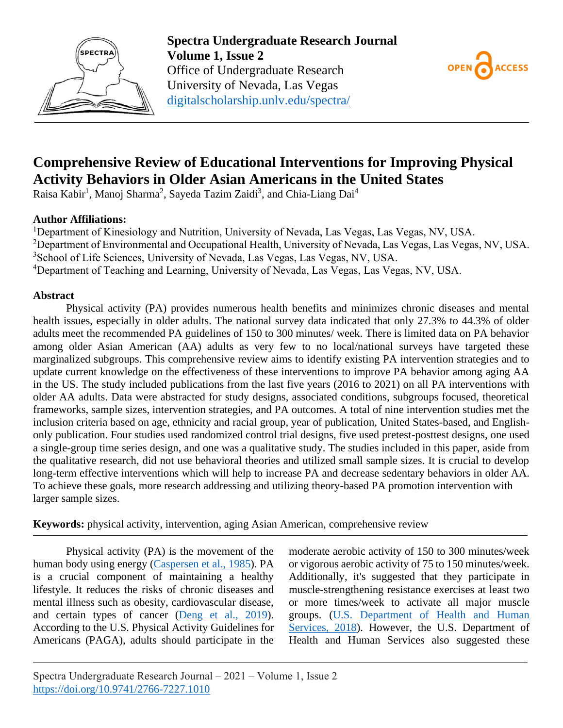# Comprehensive Review of Educational Interventions for Improving Physical Activity Behaviors in Older Asian Americans in the United States

Raisa Kabir[1], Manoj Sharma[2], Sayeda Tazim Zaidi[3], and Chia-Liang Dai[4]

**Author Affiliations:**

[1]Department of Kinesiology and Nutrition, University of Nevada, Las Vegas, Las Vegas, NV, USA.
[2]Department of Environmental and Occupational Health, University of Nevada, Las Vegas, Las Vegas, NV, USA.
[3]School of Life Sciences, University of Nevada, Las Vegas, Las Vegas, NV, USA.
[4]Department of Teaching and Learning, University of Nevada, Las Vegas, Las Vegas, NV, USA.

## Abstract

Physical activity (PA) provides numerous health benefits and minimizes chronic diseases and mental health issues, especially in older adults. The national survey data indicated that only 27.3% to 44.3% of older adults meet the recommended PA guidelines of 150 to 300 minutes/ week. There is limited data on PA behavior among older Asian American (AA) adults as very few to no local/national surveys have targeted these marginalized subgroups. This comprehensive review aims to identify existing PA intervention strategies and to update current knowledge on the effectiveness of these interventions to improve PA behavior among aging AA in the US. The study included publications from the last five years (2016 to 2021) on all PA interventions with older AA adults. Data were abstracted for study designs, associated conditions, subgroups focused, theoretical frameworks, sample sizes, intervention strategies, and PA outcomes. A total of nine intervention studies met the inclusion criteria based on age, ethnicity and racial group, year of publication, United States-based, and English-only publication. Four studies used randomized control trial designs, five used pretest-posttest designs, one used a single-group time series design, and one was a qualitative study. The studies included in this paper, aside from the qualitative research, did not use behavioral theories and utilized small sample sizes. It is crucial to develop long-term effective interventions which will help to increase PA and decrease sedentary behaviors in older AA. To achieve these goals, more research addressing and utilizing theory-based PA promotion intervention with larger sample sizes.

**Keywords:** physical activity, intervention, aging Asian American, comprehensive review

Physical activity (PA) is the movement of the human body using energy (Caspersen et al., 1985). PA is a crucial component of maintaining a healthy lifestyle. It reduces the risks of chronic diseases and mental illness such as obesity, cardiovascular disease, and certain types of cancer (Deng et al., 2019). According to the U.S. Physical Activity Guidelines for Americans (PAGA), adults should participate in the moderate aerobic activity of 150 to 300 minutes/week or vigorous aerobic activity of 75 to 150 minutes/week. Additionally, it's suggested that they participate in muscle-strengthening resistance exercises at least two or more times/week to activate all major muscle groups. (U.S. Department of Health and Human Services, 2018). However, the U.S. Department of Health and Human Services also suggested these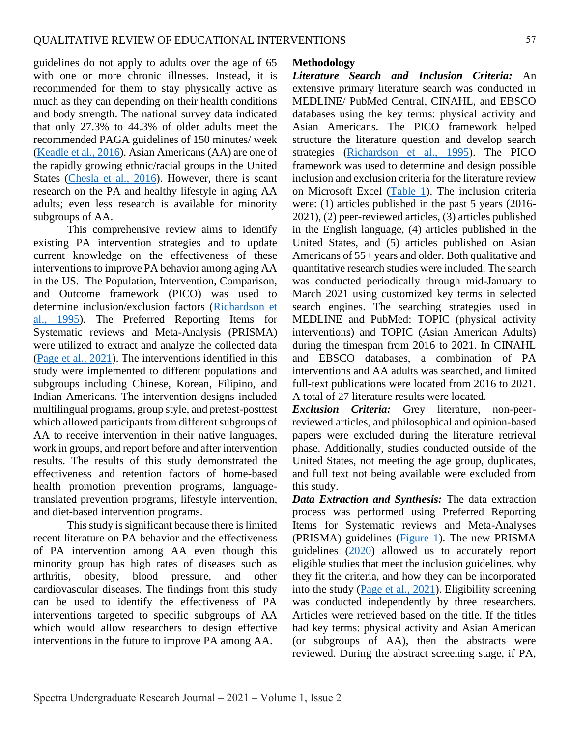guidelines do not apply to adults over the age of 65 with one or more chronic illnesses. Instead, it is recommended for them to stay physically active as much as they can depending on their health conditions and body strength. The national survey data indicated that only 27.3% to 44.3% of older adults meet the recommended PAGA guidelines of 150 minutes/ week (Keadle et al., 2016). Asian Americans (AA) are one of the rapidly growing ethnic/racial groups in the United States (Chesla et al., 2016). However, there is scant research on the PA and healthy lifestyle in aging AA adults; even less research is available for minority subgroups of AA.

This comprehensive review aims to identify existing PA intervention strategies and to update current knowledge on the effectiveness of these interventions to improve PA behavior among aging AA in the US. The Population, Intervention, Comparison, and Outcome framework (PICO) was used to determine inclusion/exclusion factors (Richardson et al., 1995). The Preferred Reporting Items for Systematic reviews and Meta-Analysis (PRISMA) were utilized to extract and analyze the collected data (Page et al., 2021). The interventions identified in this study were implemented to different populations and subgroups including Chinese, Korean, Filipino, and Indian Americans. The intervention designs included multilingual programs, group style, and pretest-posttest which allowed participants from different subgroups of AA to receive intervention in their native languages, work in groups, and report before and after intervention results. The results of this study demonstrated the effectiveness and retention factors of home-based health promotion prevention programs, language-translated prevention programs, lifestyle intervention, and diet-based intervention programs.

This study is significant because there is limited recent literature on PA behavior and the effectiveness of PA intervention among AA even though this minority group has high rates of diseases such as arthritis, obesity, blood pressure, and other cardiovascular diseases. The findings from this study can be used to identify the effectiveness of PA interventions targeted to specific subgroups of AA which would allow researchers to design effective interventions in the future to improve PA among AA.

## Methodology

***Literature Search and Inclusion Criteria:*** An extensive primary literature search was conducted in MEDLINE/ PubMed Central, CINAHL, and EBSCO databases using the key terms: physical activity and Asian Americans. The PICO framework helped structure the literature question and develop search strategies (Richardson et al., 1995). The PICO framework was used to determine and design possible inclusion and exclusion criteria for the literature review on Microsoft Excel (Table 1). The inclusion criteria were: (1) articles published in the past 5 years (2016-2021), (2) peer-reviewed articles, (3) articles published in the English language, (4) articles published in the United States, and (5) articles published on Asian Americans of 55+ years and older. Both qualitative and quantitative research studies were included. The search was conducted periodically through mid-January to March 2021 using customized key terms in selected search engines. The searching strategies used in MEDLINE and PubMed: TOPIC (physical activity interventions) and TOPIC (Asian American Adults) during the timespan from 2016 to 2021. In CINAHL and EBSCO databases, a combination of PA interventions and AA adults was searched, and limited full-text publications were located from 2016 to 2021. A total of 27 literature results were located.

***Exclusion Criteria:*** Grey literature, non-peer-reviewed articles, and philosophical and opinion-based papers were excluded during the literature retrieval phase. Additionally, studies conducted outside of the United States, not meeting the age group, duplicates, and full text not being available were excluded from this study.

***Data Extraction and Synthesis:*** The data extraction process was performed using Preferred Reporting Items for Systematic reviews and Meta-Analyses (PRISMA) guidelines (Figure 1). The new PRISMA guidelines (2020) allowed us to accurately report eligible studies that meet the inclusion guidelines, why they fit the criteria, and how they can be incorporated into the study (Page et al., 2021). Eligibility screening was conducted independently by three researchers. Articles were retrieved based on the title. If the titles had key terms: physical activity and Asian American (or subgroups of AA), then the abstracts were reviewed. During the abstract screening stage, if PA,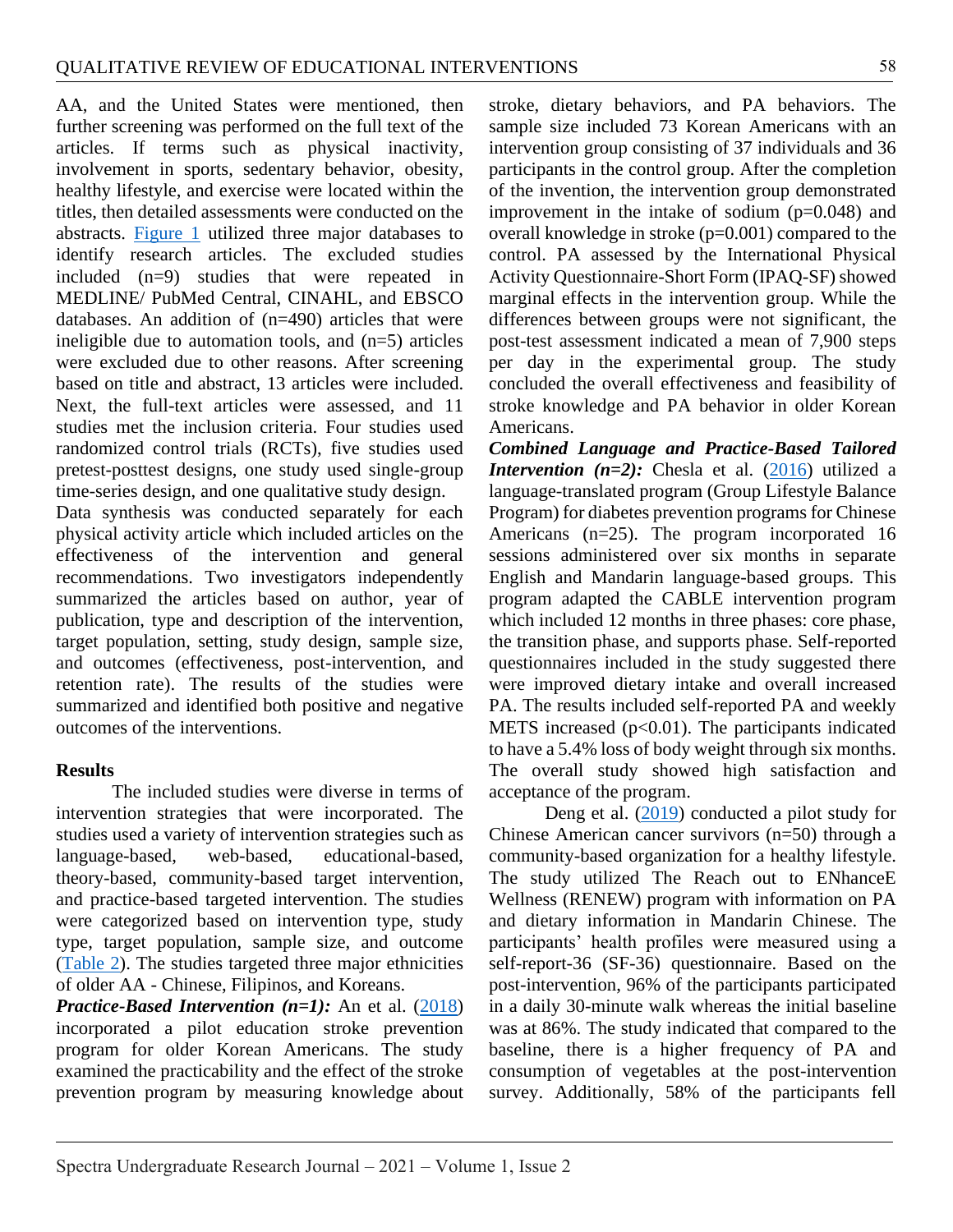AA, and the United States were mentioned, then further screening was performed on the full text of the articles. If terms such as physical inactivity, involvement in sports, sedentary behavior, obesity, healthy lifestyle, and exercise were located within the titles, then detailed assessments were conducted on the abstracts. Figure 1 utilized three major databases to identify research articles. The excluded studies included (n=9) studies that were repeated in MEDLINE/ PubMed Central, CINAHL, and EBSCO databases. An addition of (n=490) articles that were ineligible due to automation tools, and (n=5) articles were excluded due to other reasons. After screening based on title and abstract, 13 articles were included. Next, the full-text articles were assessed, and 11 studies met the inclusion criteria. Four studies used randomized control trials (RCTs), five studies used pretest-posttest designs, one study used single-group time-series design, and one qualitative study design.

Data synthesis was conducted separately for each physical activity article which included articles on the effectiveness of the intervention and general recommendations. Two investigators independently summarized the articles based on author, year of publication, type and description of the intervention, target population, setting, study design, sample size, and outcomes (effectiveness, post-intervention, and retention rate). The results of the studies were summarized and identified both positive and negative outcomes of the interventions.

## Results

The included studies were diverse in terms of intervention strategies that were incorporated. The studies used a variety of intervention strategies such as language-based, web-based, educational-based, theory-based, community-based target intervention, and practice-based targeted intervention. The studies were categorized based on intervention type, study type, target population, sample size, and outcome (Table 2). The studies targeted three major ethnicities of older AA - Chinese, Filipinos, and Koreans.

***Practice-Based Intervention (n=1):*** An et al. (2018) incorporated a pilot education stroke prevention program for older Korean Americans. The study examined the practicability and the effect of the stroke prevention program by measuring knowledge about stroke, dietary behaviors, and PA behaviors. The sample size included 73 Korean Americans with an intervention group consisting of 37 individuals and 36 participants in the control group. After the completion of the invention, the intervention group demonstrated improvement in the intake of sodium (p=0.048) and overall knowledge in stroke (p=0.001) compared to the control. PA assessed by the International Physical Activity Questionnaire-Short Form (IPAQ-SF) showed marginal effects in the intervention group. While the differences between groups were not significant, the post-test assessment indicated a mean of 7,900 steps per day in the experimental group. The study concluded the overall effectiveness and feasibility of stroke knowledge and PA behavior in older Korean Americans.

***Combined Language and Practice-Based Tailored Intervention (n=2):*** Chesla et al. (2016) utilized a language-translated program (Group Lifestyle Balance Program) for diabetes prevention programs for Chinese Americans (n=25). The program incorporated 16 sessions administered over six months in separate English and Mandarin language-based groups. This program adapted the CABLE intervention program which included 12 months in three phases: core phase, the transition phase, and supports phase. Self-reported questionnaires included in the study suggested there were improved dietary intake and overall increased PA. The results included self-reported PA and weekly METS increased (p<0.01). The participants indicated to have a 5.4% loss of body weight through six months. The overall study showed high satisfaction and acceptance of the program.

Deng et al. (2019) conducted a pilot study for Chinese American cancer survivors (n=50) through a community-based organization for a healthy lifestyle. The study utilized The Reach out to ENhanceE Wellness (RENEW) program with information on PA and dietary information in Mandarin Chinese. The participants' health profiles were measured using a self-report-36 (SF-36) questionnaire. Based on the post-intervention, 96% of the participants participated in a daily 30-minute walk whereas the initial baseline was at 86%. The study indicated that compared to the baseline, there is a higher frequency of PA and consumption of vegetables at the post-intervention survey. Additionally, 58% of the participants fell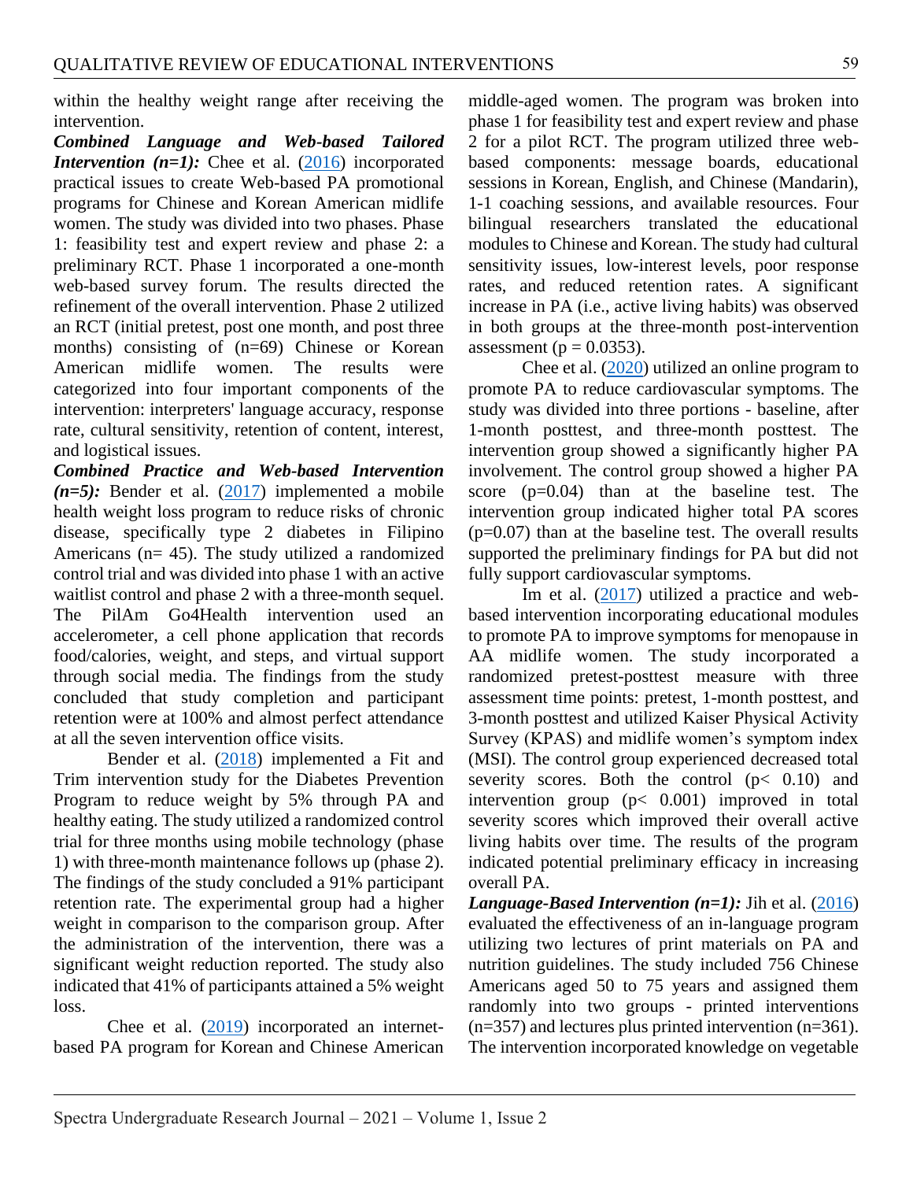within the healthy weight range after receiving the intervention.

***Combined Language and Web-based Tailored Intervention (n=1):*** Chee et al. (2016) incorporated practical issues to create Web-based PA promotional programs for Chinese and Korean American midlife women. The study was divided into two phases. Phase 1: feasibility test and expert review and phase 2: a preliminary RCT. Phase 1 incorporated a one-month web-based survey forum. The results directed the refinement of the overall intervention. Phase 2 utilized an RCT (initial pretest, post one month, and post three months) consisting of (n=69) Chinese or Korean American midlife women. The results were categorized into four important components of the intervention: interpreters' language accuracy, response rate, cultural sensitivity, retention of content, interest, and logistical issues.

***Combined Practice and Web-based Intervention (n=5):*** Bender et al. (2017) implemented a mobile health weight loss program to reduce risks of chronic disease, specifically type 2 diabetes in Filipino Americans (n= 45). The study utilized a randomized control trial and was divided into phase 1 with an active waitlist control and phase 2 with a three-month sequel. The PilAm Go4Health intervention used an accelerometer, a cell phone application that records food/calories, weight, and steps, and virtual support through social media. The findings from the study concluded that study completion and participant retention were at 100% and almost perfect attendance at all the seven intervention office visits.

Bender et al. (2018) implemented a Fit and Trim intervention study for the Diabetes Prevention Program to reduce weight by 5% through PA and healthy eating. The study utilized a randomized control trial for three months using mobile technology (phase 1) with three-month maintenance follows up (phase 2). The findings of the study concluded a 91% participant retention rate. The experimental group had a higher weight in comparison to the comparison group. After the administration of the intervention, there was a significant weight reduction reported. The study also indicated that 41% of participants attained a 5% weight loss.

Chee et al. (2019) incorporated an internet-based PA program for Korean and Chinese American middle-aged women. The program was broken into phase 1 for feasibility test and expert review and phase 2 for a pilot RCT. The program utilized three web-based components: message boards, educational sessions in Korean, English, and Chinese (Mandarin), 1-1 coaching sessions, and available resources. Four bilingual researchers translated the educational modules to Chinese and Korean. The study had cultural sensitivity issues, low-interest levels, poor response rates, and reduced retention rates. A significant increase in PA (i.e., active living habits) was observed in both groups at the three-month post-intervention assessment ($p = 0.0353$).

Chee et al. (2020) utilized an online program to promote PA to reduce cardiovascular symptoms. The study was divided into three portions - baseline, after 1-month posttest, and three-month posttest. The intervention group showed a significantly higher PA involvement. The control group showed a higher PA score ($p=0.04$) than at the baseline test. The intervention group indicated higher total PA scores ($p=0.07$) than at the baseline test. The overall results supported the preliminary findings for PA but did not fully support cardiovascular symptoms.

Im et al. (2017) utilized a practice and web-based intervention incorporating educational modules to promote PA to improve symptoms for menopause in AA midlife women. The study incorporated a randomized pretest-posttest measure with three assessment time points: pretest, 1-month posttest, and 3-month posttest and utilized Kaiser Physical Activity Survey (KPAS) and midlife women's symptom index (MSI). The control group experienced decreased total severity scores. Both the control ($p< 0.10$) and intervention group ($p< 0.001$) improved in total severity scores which improved their overall active living habits over time. The results of the program indicated potential preliminary efficacy in increasing overall PA.

***Language-Based Intervention (n=1):*** Jih et al. (2016) evaluated the effectiveness of an in-language program utilizing two lectures of print materials on PA and nutrition guidelines. The study included 756 Chinese Americans aged 50 to 75 years and assigned them randomly into two groups - printed interventions (n=357) and lectures plus printed intervention (n=361). The intervention incorporated knowledge on vegetable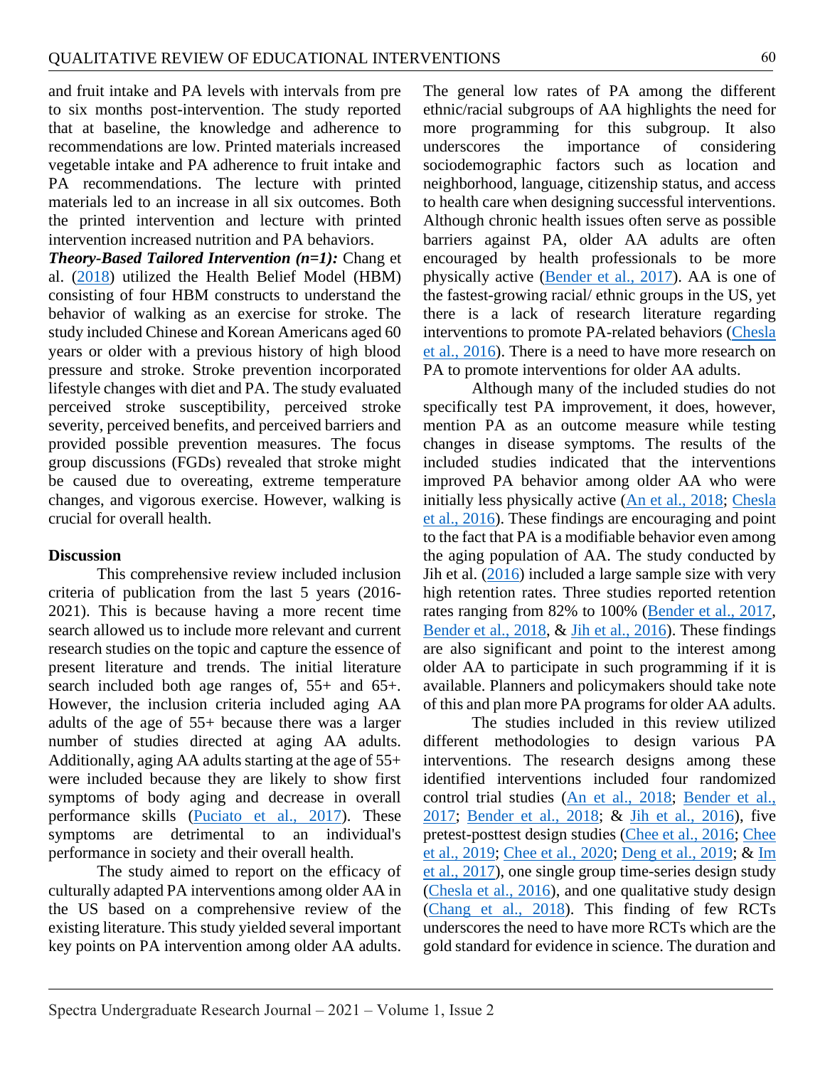and fruit intake and PA levels with intervals from pre to six months post-intervention. The study reported that at baseline, the knowledge and adherence to recommendations are low. Printed materials increased vegetable intake and PA adherence to fruit intake and PA recommendations. The lecture with printed materials led to an increase in all six outcomes. Both the printed intervention and lecture with printed intervention increased nutrition and PA behaviors.

***Theory-Based Tailored Intervention (n=1):*** Chang et al. (2018) utilized the Health Belief Model (HBM) consisting of four HBM constructs to understand the behavior of walking as an exercise for stroke. The study included Chinese and Korean Americans aged 60 years or older with a previous history of high blood pressure and stroke. Stroke prevention incorporated lifestyle changes with diet and PA. The study evaluated perceived stroke susceptibility, perceived stroke severity, perceived benefits, and perceived barriers and provided possible prevention measures. The focus group discussions (FGDs) revealed that stroke might be caused due to overeating, extreme temperature changes, and vigorous exercise. However, walking is crucial for overall health.

## Discussion

This comprehensive review included inclusion criteria of publication from the last 5 years (2016-2021). This is because having a more recent time search allowed us to include more relevant and current research studies on the topic and capture the essence of present literature and trends. The initial literature search included both age ranges of, 55+ and 65+. However, the inclusion criteria included aging AA adults of the age of 55+ because there was a larger number of studies directed at aging AA adults. Additionally, aging AA adults starting at the age of 55+ were included because they are likely to show first symptoms of body aging and decrease in overall performance skills (Puciato et al., 2017). These symptoms are detrimental to an individual's performance in society and their overall health.

The study aimed to report on the efficacy of culturally adapted PA interventions among older AA in the US based on a comprehensive review of the existing literature. This study yielded several important key points on PA intervention among older AA adults. The general low rates of PA among the different ethnic/racial subgroups of AA highlights the need for more programming for this subgroup. It also underscores the importance of considering sociodemographic factors such as location and neighborhood, language, citizenship status, and access to health care when designing successful interventions. Although chronic health issues often serve as possible barriers against PA, older AA adults are often encouraged by health professionals to be more physically active (Bender et al., 2017). AA is one of the fastest-growing racial/ ethnic groups in the US, yet there is a lack of research literature regarding interventions to promote PA-related behaviors (Chesla et al., 2016). There is a need to have more research on PA to promote interventions for older AA adults.

Although many of the included studies do not specifically test PA improvement, it does, however, mention PA as an outcome measure while testing changes in disease symptoms. The results of the included studies indicated that the interventions improved PA behavior among older AA who were initially less physically active (An et al., 2018; Chesla et al., 2016). These findings are encouraging and point to the fact that PA is a modifiable behavior even among the aging population of AA. The study conducted by Jih et al. (2016) included a large sample size with very high retention rates. Three studies reported retention rates ranging from 82% to 100% (Bender et al., 2017, Bender et al., 2018, & Jih et al., 2016). These findings are also significant and point to the interest among older AA to participate in such programming if it is available. Planners and policymakers should take note of this and plan more PA programs for older AA adults.

The studies included in this review utilized different methodologies to design various PA interventions. The research designs among these identified interventions included four randomized control trial studies (An et al., 2018; Bender et al., 2017; Bender et al., 2018; & Jih et al., 2016), five pretest-posttest design studies (Chee et al., 2016; Chee et al., 2019; Chee et al., 2020; Deng et al., 2019; & Im et al., 2017), one single group time-series design study (Chesla et al., 2016), and one qualitative study design (Chang et al., 2018). This finding of few RCTs underscores the need to have more RCTs which are the gold standard for evidence in science. The duration and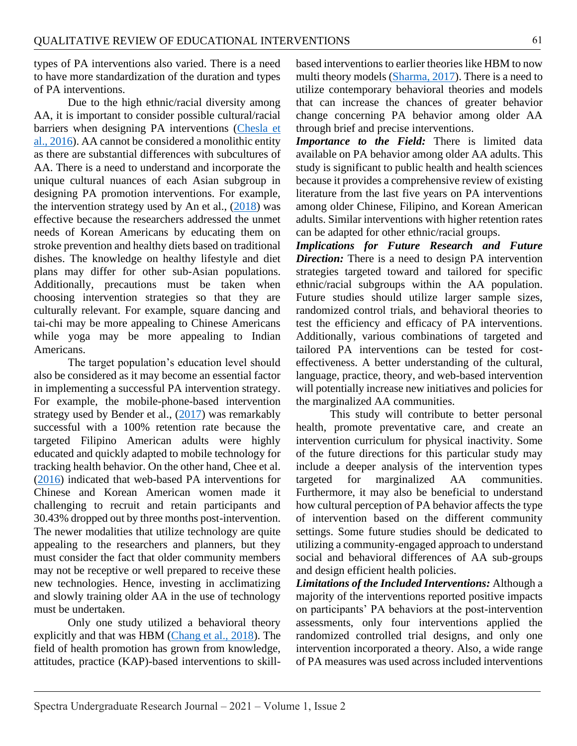types of PA interventions also varied. There is a need to have more standardization of the duration and types of PA interventions.

Due to the high ethnic/racial diversity among AA, it is important to consider possible cultural/racial barriers when designing PA interventions (Chesla et al., 2016). AA cannot be considered a monolithic entity as there are substantial differences with subcultures of AA. There is a need to understand and incorporate the unique cultural nuances of each Asian subgroup in designing PA promotion interventions. For example, the intervention strategy used by An et al., (2018) was effective because the researchers addressed the unmet needs of Korean Americans by educating them on stroke prevention and healthy diets based on traditional dishes. The knowledge on healthy lifestyle and diet plans may differ for other sub-Asian populations. Additionally, precautions must be taken when choosing intervention strategies so that they are culturally relevant. For example, square dancing and tai-chi may be more appealing to Chinese Americans while yoga may be more appealing to Indian Americans.

The target population's education level should also be considered as it may become an essential factor in implementing a successful PA intervention strategy. For example, the mobile-phone-based intervention strategy used by Bender et al., (2017) was remarkably successful with a 100% retention rate because the targeted Filipino American adults were highly educated and quickly adapted to mobile technology for tracking health behavior. On the other hand, Chee et al. (2016) indicated that web-based PA interventions for Chinese and Korean American women made it challenging to recruit and retain participants and 30.43% dropped out by three months post-intervention. The newer modalities that utilize technology are quite appealing to the researchers and planners, but they must consider the fact that older community members may not be receptive or well prepared to receive these new technologies. Hence, investing in acclimatizing and slowly training older AA in the use of technology must be undertaken.

Only one study utilized a behavioral theory explicitly and that was HBM (Chang et al., 2018). The field of health promotion has grown from knowledge, attitudes, practice (KAP)-based interventions to skill-based interventions to earlier theories like HBM to now multi theory models (Sharma, 2017). There is a need to utilize contemporary behavioral theories and models that can increase the chances of greater behavior change concerning PA behavior among older AA through brief and precise interventions.

***Importance to the Field:*** There is limited data available on PA behavior among older AA adults. This study is significant to public health and health sciences because it provides a comprehensive review of existing literature from the last five years on PA interventions among older Chinese, Filipino, and Korean American adults. Similar interventions with higher retention rates can be adapted for other ethnic/racial groups.

***Implications for Future Research and Future Direction:*** There is a need to design PA intervention strategies targeted toward and tailored for specific ethnic/racial subgroups within the AA population. Future studies should utilize larger sample sizes, randomized control trials, and behavioral theories to test the efficiency and efficacy of PA interventions. Additionally, various combinations of targeted and tailored PA interventions can be tested for cost-effectiveness. A better understanding of the cultural, language, practice, theory, and web-based intervention will potentially increase new initiatives and policies for the marginalized AA communities.

This study will contribute to better personal health, promote preventative care, and create an intervention curriculum for physical inactivity. Some of the future directions for this particular study may include a deeper analysis of the intervention types targeted for marginalized AA communities. Furthermore, it may also be beneficial to understand how cultural perception of PA behavior affects the type of intervention based on the different community settings. Some future studies should be dedicated to utilizing a community-engaged approach to understand social and behavioral differences of AA sub-groups and design efficient health policies.

***Limitations of the Included Interventions:*** Although a majority of the interventions reported positive impacts on participants' PA behaviors at the post-intervention assessments, only four interventions applied the randomized controlled trial designs, and only one intervention incorporated a theory. Also, a wide range of PA measures was used across included interventions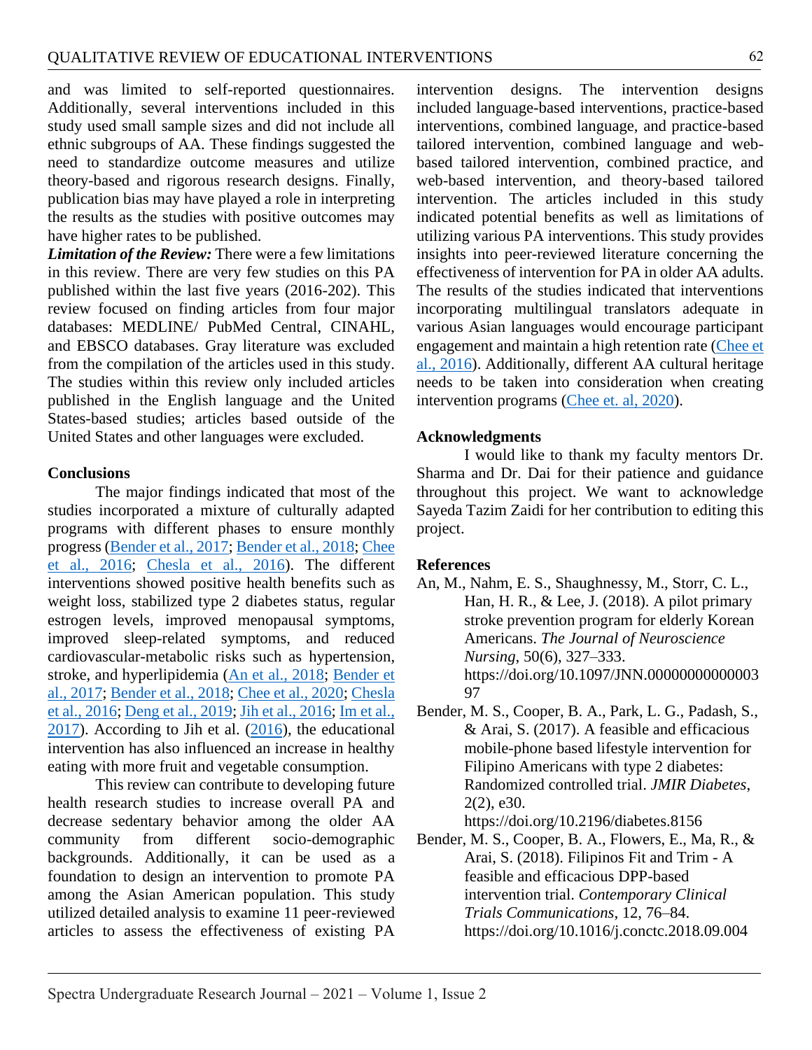and was limited to self-reported questionnaires. Additionally, several interventions included in this study used small sample sizes and did not include all ethnic subgroups of AA. These findings suggested the need to standardize outcome measures and utilize theory-based and rigorous research designs. Finally, publication bias may have played a role in interpreting the results as the studies with positive outcomes may have higher rates to be published.

***Limitation of the Review:*** There were a few limitations in this review. There are very few studies on this PA published within the last five years (2016-202). This review focused on finding articles from four major databases: MEDLINE/ PubMed Central, CINAHL, and EBSCO databases. Gray literature was excluded from the compilation of the articles used in this study. The studies within this review only included articles published in the English language and the United States-based studies; articles based outside of the United States and other languages were excluded.

## Conclusions

The major findings indicated that most of the studies incorporated a mixture of culturally adapted programs with different phases to ensure monthly progress (Bender et al., 2017; Bender et al., 2018; Chee et al., 2016; Chesla et al., 2016). The different interventions showed positive health benefits such as weight loss, stabilized type 2 diabetes status, regular estrogen levels, improved menopausal symptoms, improved sleep-related symptoms, and reduced cardiovascular-metabolic risks such as hypertension, stroke, and hyperlipidemia (An et al., 2018; Bender et al., 2017; Bender et al., 2018; Chee et al., 2020; Chesla et al., 2016; Deng et al., 2019; Jih et al., 2016; Im et al., 2017). According to Jih et al. (2016), the educational intervention has also influenced an increase in healthy eating with more fruit and vegetable consumption.

This review can contribute to developing future health research studies to increase overall PA and decrease sedentary behavior among the older AA community from different socio-demographic backgrounds. Additionally, it can be used as a foundation to design an intervention to promote PA among the Asian American population. This study utilized detailed analysis to examine 11 peer-reviewed articles to assess the effectiveness of existing PA intervention designs. The intervention designs included language-based interventions, practice-based interventions, combined language, and practice-based tailored intervention, combined language and web-based tailored intervention, combined practice, and web-based intervention, and theory-based tailored intervention. The articles included in this study indicated potential benefits as well as limitations of utilizing various PA interventions. This study provides insights into peer-reviewed literature concerning the effectiveness of intervention for PA in older AA adults. The results of the studies indicated that interventions incorporating multilingual translators adequate in various Asian languages would encourage participant engagement and maintain a high retention rate (Chee et al., 2016). Additionally, different AA cultural heritage needs to be taken into consideration when creating intervention programs (Chee et. al, 2020).

## Acknowledgments

I would like to thank my faculty mentors Dr. Sharma and Dr. Dai for their patience and guidance throughout this project. We want to acknowledge Sayeda Tazim Zaidi for her contribution to editing this project.

## References

An, M., Nahm, E. S., Shaughnessy, M., Storr, C. L., Han, H. R., & Lee, J. (2018). A pilot primary stroke prevention program for elderly Korean Americans. *The Journal of Neuroscience Nursing*, 50(6), 327–333. https://doi.org/10.1097/JNN.0000000000000397

Bender, M. S., Cooper, B. A., Park, L. G., Padash, S., & Arai, S. (2017). A feasible and efficacious mobile-phone based lifestyle intervention for Filipino Americans with type 2 diabetes: Randomized controlled trial. *JMIR Diabetes*, 2(2), e30. https://doi.org/10.2196/diabetes.8156

Bender, M. S., Cooper, B. A., Flowers, E., Ma, R., & Arai, S. (2018). Filipinos Fit and Trim - A feasible and efficacious DPP-based intervention trial. *Contemporary Clinical Trials Communications*, 12, 76–84. https://doi.org/10.1016/j.conctc.2018.09.004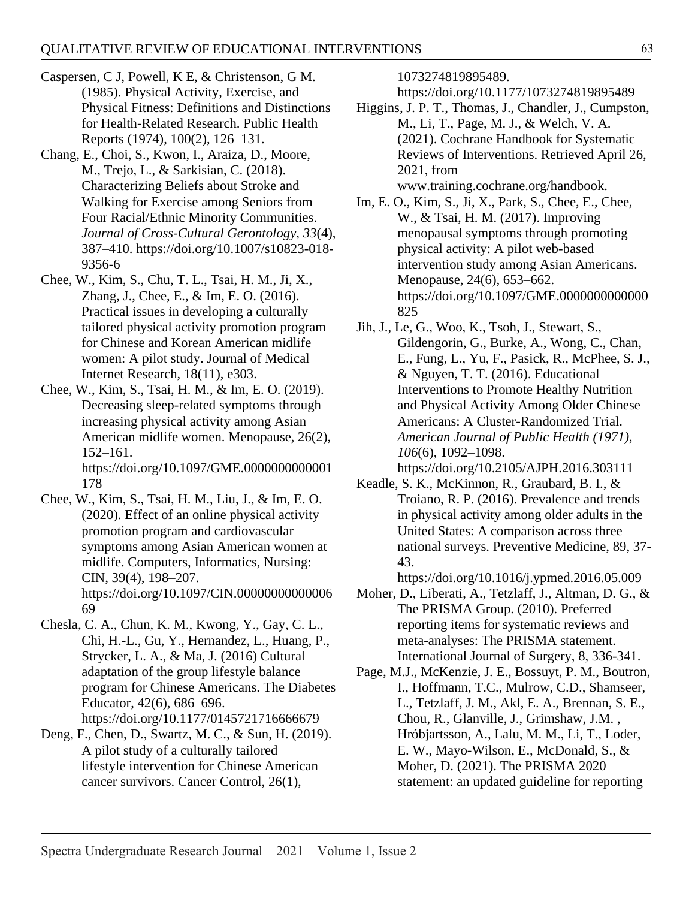Caspersen, C J, Powell, K E, & Christenson, G M. (1985). Physical Activity, Exercise, and Physical Fitness: Definitions and Distinctions for Health-Related Research. Public Health Reports (1974), 100(2), 126–131.

Chang, E., Choi, S., Kwon, I., Araiza, D., Moore, M., Trejo, L., & Sarkisian, C. (2018). Characterizing Beliefs about Stroke and Walking for Exercise among Seniors from Four Racial/Ethnic Minority Communities. *Journal of Cross-Cultural Gerontology*, *33*(4), 387–410. https://doi.org/10.1007/s10823-018-9356-6

Chee, W., Kim, S., Chu, T. L., Tsai, H. M., Ji, X., Zhang, J., Chee, E., & Im, E. O. (2016). Practical issues in developing a culturally tailored physical activity promotion program for Chinese and Korean American midlife women: A pilot study. Journal of Medical Internet Research, 18(11), e303.

Chee, W., Kim, S., Tsai, H. M., & Im, E. O. (2019). Decreasing sleep-related symptoms through increasing physical activity among Asian American midlife women. Menopause, 26(2), 152–161. https://doi.org/10.1097/GME.0000000000001178

Chee, W., Kim, S., Tsai, H. M., Liu, J., & Im, E. O. (2020). Effect of an online physical activity promotion program and cardiovascular symptoms among Asian American women at midlife. Computers, Informatics, Nursing: CIN, 39(4), 198–207. https://doi.org/10.1097/CIN.0000000000000669

Chesla, C. A., Chun, K. M., Kwong, Y., Gay, C. L., Chi, H.-L., Gu, Y., Hernandez, L., Huang, P., Strycker, L. A., & Ma, J. (2016) Cultural adaptation of the group lifestyle balance program for Chinese Americans. The Diabetes Educator, 42(6), 686–696. https://doi.org/10.1177/0145721716666679

Deng, F., Chen, D., Swartz, M. C., & Sun, H. (2019). A pilot study of a culturally tailored lifestyle intervention for Chinese American cancer survivors. Cancer Control, 26(1), 1073274819895489. https://doi.org/10.1177/1073274819895489

Higgins, J. P. T., Thomas, J., Chandler, J., Cumpston, M., Li, T., Page, M. J., & Welch, V. A. (2021). Cochrane Handbook for Systematic Reviews of Interventions. Retrieved April 26, 2021, from www.training.cochrane.org/handbook.

Im, E. O., Kim, S., Ji, X., Park, S., Chee, E., Chee, W., & Tsai, H. M. (2017). Improving menopausal symptoms through promoting physical activity: A pilot web-based intervention study among Asian Americans. Menopause, 24(6), 653–662. https://doi.org/10.1097/GME.0000000000000825

Jih, J., Le, G., Woo, K., Tsoh, J., Stewart, S., Gildengorin, G., Burke, A., Wong, C., Chan, E., Fung, L., Yu, F., Pasick, R., McPhee, S. J., & Nguyen, T. T. (2016). Educational Interventions to Promote Healthy Nutrition and Physical Activity Among Older Chinese Americans: A Cluster-Randomized Trial. *American Journal of Public Health (1971)*, *106*(6), 1092–1098. https://doi.org/10.2105/AJPH.2016.303111

Keadle, S. K., McKinnon, R., Graubard, B. I., & Troiano, R. P. (2016). Prevalence and trends in physical activity among older adults in the United States: A comparison across three national surveys. Preventive Medicine, 89, 37-43. https://doi.org/10.1016/j.ypmed.2016.05.009

Moher, D., Liberati, A., Tetzlaff, J., Altman, D. G., & The PRISMA Group. (2010). Preferred reporting items for systematic reviews and meta-analyses: The PRISMA statement. International Journal of Surgery, 8, 336-341.

Page, M.J., McKenzie, J. E., Bossuyt, P. M., Boutron, I., Hoffmann, T.C., Mulrow, C.D., Shamseer, L., Tetzlaff, J. M., Akl, E. A., Brennan, S. E., Chou, R., Glanville, J., Grimshaw, J.M. , Hróbjartsson, A., Lalu, M. M., Li, T., Loder, E. W., Mayo-Wilson, E., McDonald, S., & Moher, D. (2021). The PRISMA 2020 statement: an updated guideline for reporting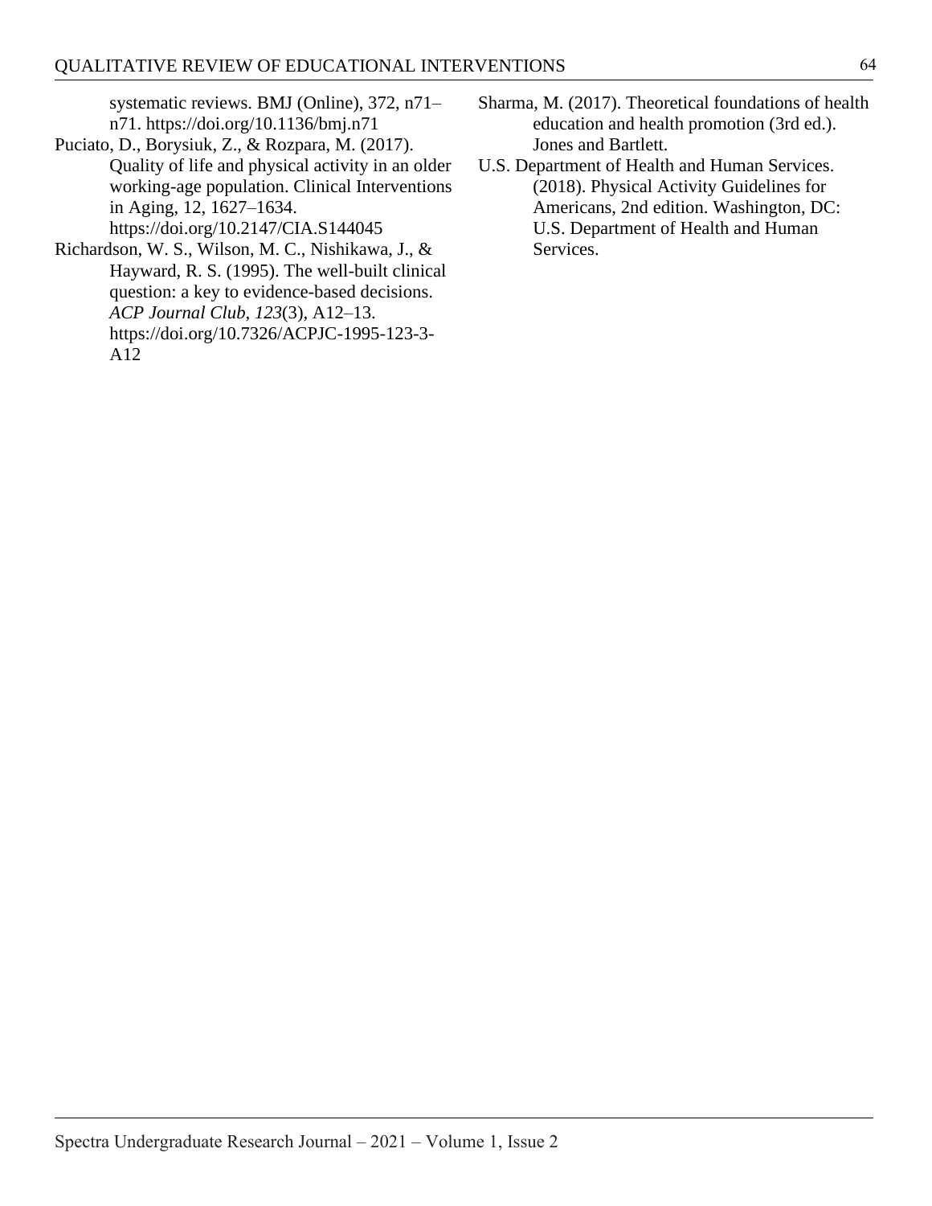systematic reviews. BMJ (Online), 372, n71–n71. https://doi.org/10.1136/bmj.n71

Puciato, D., Borysiuk, Z., & Rozpara, M. (2017). Quality of life and physical activity in an older working-age population. Clinical Interventions in Aging, 12, 1627–1634. https://doi.org/10.2147/CIA.S144045

Richardson, W. S., Wilson, M. C., Nishikawa, J., & Hayward, R. S. (1995). The well-built clinical question: a key to evidence-based decisions. *ACP Journal Club*, *123*(3), A12–13. https://doi.org/10.7326/ACPJC-1995-123-3-A12

Sharma, M. (2017). Theoretical foundations of health education and health promotion (3rd ed.). Jones and Bartlett.

U.S. Department of Health and Human Services. (2018). Physical Activity Guidelines for Americans, 2nd edition. Washington, DC: U.S. Department of Health and Human Services.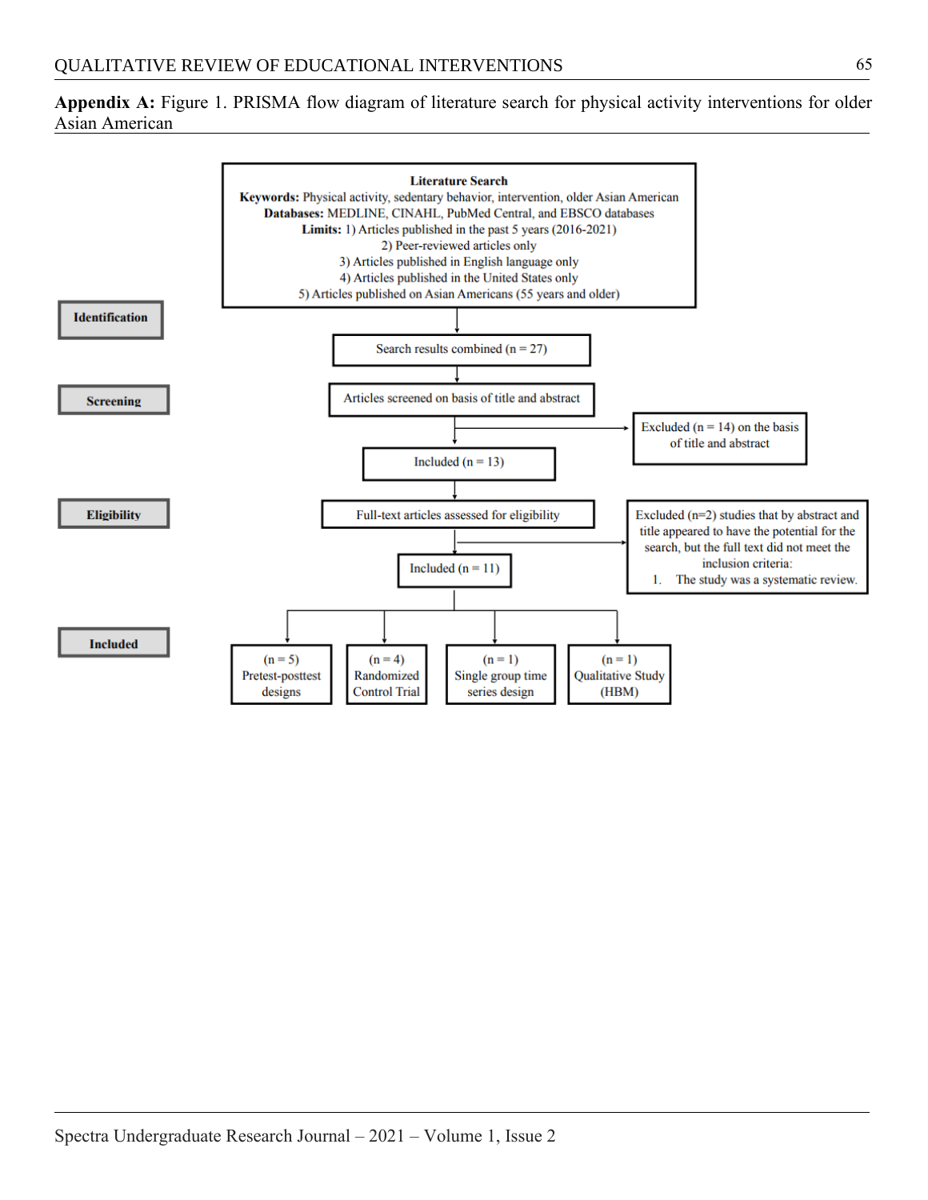**Appendix A:** Figure 1. PRISMA flow diagram of literature search for physical activity interventions for older Asian American

**Literature Search**

**Keywords:** Physical activity, sedentary behavior, intervention, older Asian American

**Databases:** MEDLINE, CINAHL, PubMed Central, and EBSCO databases

**Limits:** 1) Articles published in the past 5 years (2016-2021)
2) Peer-reviewed articles only
3) Articles published in English language only
4) Articles published in the United States only
5) Articles published on Asian Americans (55 years and older)

**Identification**

Search results combined (n = 27)

**Screening**

Articles screened on basis of title and abstract

Excluded (n = 14) on the basis of title and abstract

Included (n = 13)

**Eligibility**

Full-text articles assessed for eligibility

Excluded (n=2) studies that by abstract and title appeared to have the potential for the search, but the full text did not meet the inclusion criteria:

1. The study was a systematic review.

Included (n = 11)

**Included**

- (n = 5) Pretest-posttest designs
- (n = 4) Randomized Control Trial
- (n = 1) Single group time series design
- (n = 1) Qualitative Study (HBM)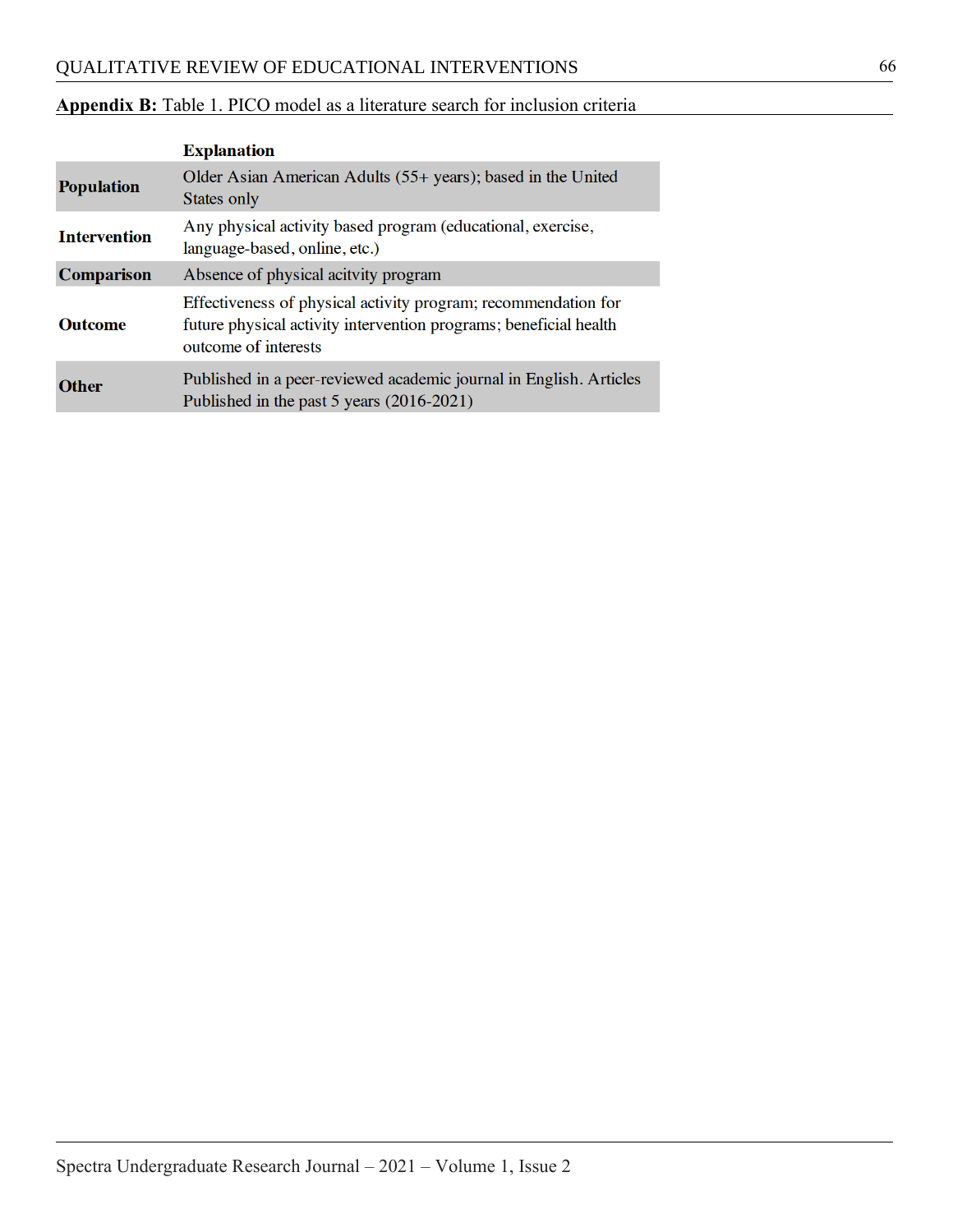**Appendix B:** Table 1. PICO model as a literature search for inclusion criteria

| | **Explanation** |
|---|---|
| **Population** | Older Asian American Adults (55+ years); based in the United States only |
| **Intervention** | Any physical activity based program (educational, exercise, language-based, online, etc.) |
| **Comparison** | Absence of physical acitvity program |
| **Outcome** | Effectiveness of physical activity program; recommendation for future physical activity intervention programs; beneficial health outcome of interests |
| **Other** | Published in a peer-reviewed academic journal in English. Articles Published in the past 5 years (2016-2021) |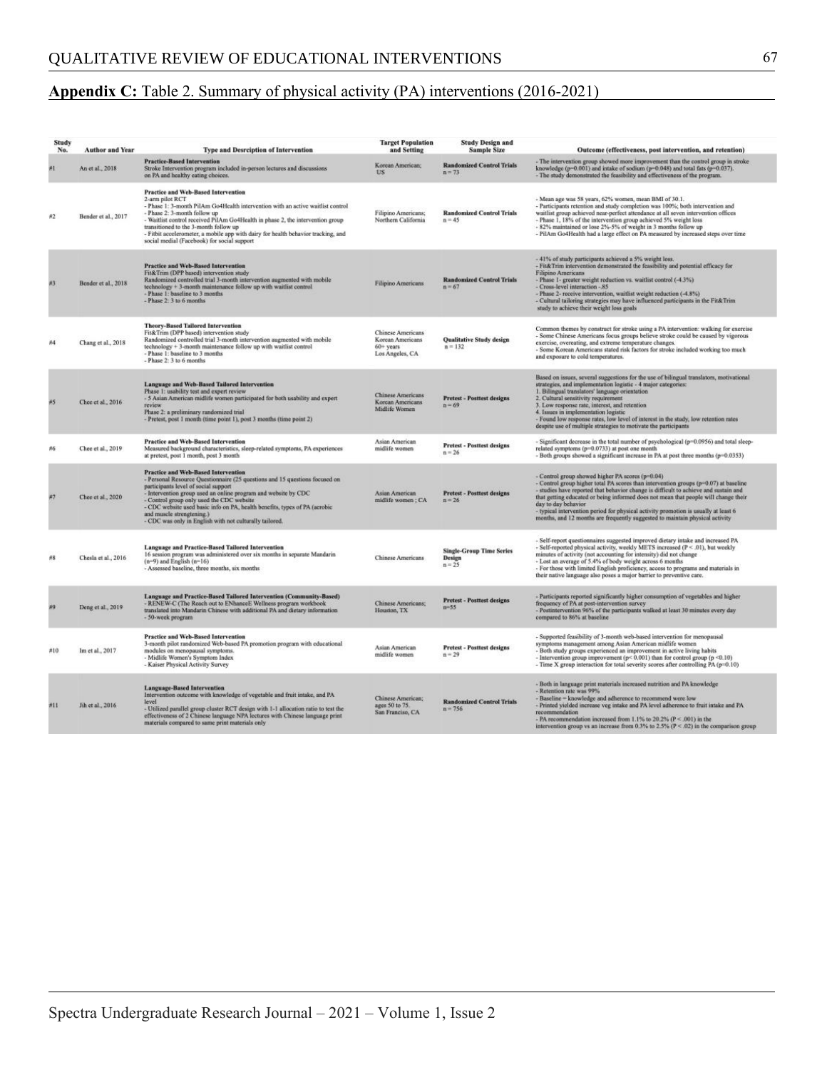**Appendix C:** Table 2. Summary of physical activity (PA) interventions (2016-2021)

| Study No. | Author and Year | Type and Desrciption of Intervention | Target Population and Setting | Study Design and Sample Size | Outcome (effectiveness, post intervention, and retention) |
|---|---|---|---|---|---|
| #1 | An et al., 2018 | **Practice-Based Intervention**<br>Stroke Intervention program included in-person lectures and discussions on PA and healthy eating choices. | Korean American; US | **Randomized Control Trials**<br>n = 73 | - The intervention group showed more improvement than the control group in stroke knowledge (p=0.001) and intake of sodium (p=0.048) and total fats (p=0.037).<br>- The study demonstrated the feasibility and effectiveness of the program. |
| #2 | Bender et al., 2017 | **Practice and Web-Based Intervention**<br>2-arm pilot RCT<br>- Phase 1: 3-month PilAm Go4Health intervention with an active waitlist control<br>- Phase 2: 3-month follow up<br>- Waitlist control received PilAm Go4Health in phase 2, the intervention group transitioned to the 3-month follow up<br>- Fitbit accelerometer, a mobile app with dairy for health behavior tracking, and social medial (Facebook) for social support | Filipino Americans; Northern California | **Randomized Control Trials**<br>n = 45 | - Mean age was 58 years, 62% women, mean BMI of 30.1.<br>- Participants retention and study completion was 100%; both intervention and waitlist group achieved near-perfect attendance at all seven intervention offices<br>- Phase 1, 18% of the intervention group achieved 5% weight loss<br>- 82% maintained or lose 2%-5% of weight in 3 months follow up<br>- PilAm Go4Health had a large effect on PA measured by increased steps over time |
| #3 | Bender et al., 2018 | **Practice and Web-Based Intervention**<br>Fit&Trim (DPP based) intervention study<br>Randomized controlled trial 3-month intervention augmented with mobile technology + 3-month maintenance follow up with waitlist control<br>- Phase 1: baseline to 3 months<br>- Phase 2: 3 to 6 months | Filipino Americans | **Randomized Control Trials**<br>n = 67 | - 41% of study participants achieved a 5% weight loss.<br>- Fit&Trim intervention demonstrated the feasibility and potential efficacy for Filipino Americans<br>- Phase 1- greater weight reduction vs. waitlist control (-4.3%)<br>- Cross-level interaction -.85<br>- Phase 2- receive intervention, waitlist weight reduction (-4.8%)<br>- Cultural tailoring strategies may have influenced participants in the Fit&Trim study to achieve their weight loss goals |
| #4 | Chang et al., 2018 | **Theory-Based Tailored Intervention**<br>Fit&Trim (DPP based) intervention study<br>Randomized controlled trial 3-month intervention augmented with mobile technology + 3-month maintenance follow up with waitlist control<br>- Phase 1: baseline to 3 months<br>- Phase 2: 3 to 6 months | Chinese Americans<br>Korean Americans<br>60+ years<br>Los Angeles, CA | **Qualitative Study design**<br>n = 132 | Common themes by construct for stroke using a PA intervention: walking for exercise<br>- Some Chinese Americans focus groups believe stroke could be caused by vigorous exercise, overeating, and extreme temperature changes.<br>- Some Korean Americans stated risk factors for stroke included working too much and exposure to cold temperatures. |
| #5 | Chee et al., 2016 | **Language and Web-Based Tailored Intervention**<br>Phase 1: usability test and expert review<br>- 5 Asian American midlife women participated for both usability and expert review<br>Phase 2: a preliminary randomized trial<br>- Pretest, post 1 month (time point 1), post 3 months (time point 2) | Chinese Americans<br>Korean Americans<br>Midlife Women | **Pretest - Posttest designs**<br>n = 69 | Based on issues, several suggestions for the use of bilingual translators, motivational strategies, and implementation logistic - 4 major categories:<br>1. Bilingual translators' language orientation<br>2. Cultural sensitivity requirement<br>3. Low response rate, interest, and retention<br>4. Issues in implementation logistic<br>- Found low response rates, low level of interest in the study, low retention rates despite use of multiple strategies to motivate the participants |
| #6 | Chee et al., 2019 | **Practice and Web-Based Intervention**<br>Measured background characteristics, sleep-related symptoms, PA experiences at pretest, post 1 month, post 3 month | Asian American midlife women | **Pretest - Posttest designs**<br>n = 26 | - Significant decrease in the total number of psychological (p=0.0956) and total sleep-related symptoms (p=0.0733) at post one month<br>- Both groups showed a significant increase in PA at post three months (p=0.0353) |
| #7 | Chee et al., 2020 | **Practice and Web-Based Intervention**<br>- Personal Resource Questionnaire (25 questions and 15 questions focused on participants level of social support<br>- Intervention group used an online program and website by CDC<br>- Control group only used the CDC website<br>- CDC website used basic info on PA, health benefits, types of PA (aerobic and muscle strengtening.)<br>- CDC was only in English with not culturally tailored. | Asian American midlife women ; CA | **Pretest - Posttest designs**<br>n = 26 | - Control group showed higher PA scores (p=0.04)<br>- Control group higher total PA scores than intervention groups (p=0.07) at baseline<br>- studies have reported that behavior change is difficult to achieve and sustain and that getting educated or being informed does not mean that people will change their day to day behavior<br>- typical intervention period for physical activity promotion is usually at least 6 months, and 12 months are frequently suggested to maintain physical activity |
| #8 | Chesla et al., 2016 | **Language and Practice-Based Tailored Intervention**<br>16 session program was administered over six months in separate Mandarin (n=9) and English (n=16)<br>- Assessed baseline, three months, six months | Chinese Americans | **Single-Group Time Series Design**<br>n = 25 | - Self-report questionnaires suggested improved dietary intake and increased PA<br>- Self-reported physical activity, weekly METS increased (P < .01), but weekly minutes of activity (not accounting for intensity) did not change<br>- Lost an average of 5.4% of body weight across 6 months<br>- For those with limited English proficiency, access to programs and materials in their native language also poses a major barrier to preventive care. |
| #9 | Deng et al., 2019 | **Language and Practice-Based Tailored Intervention (Community-Based)**<br>- RENEW-C (The Reach out to ENhanceE Wellness program workbook translated into Mandarin Chinese with additional PA and dietary information<br>- 50-week program | Chinese Americans; Houston, TX | **Pretest - Posttest designs**<br>n=55 | - Participants reported significantly higher consumption of vegetables and higher frequency of PA at post-intervention survey<br>- Postintervention 96% of the participants walked at least 30 minutes every day compared to 86% at baseline |
| #10 | Im et al., 2017 | **Practice and Web-Based Intervention**<br>3-month pilot randomized Web-based PA promotion program with educational modules on menopausal symptoms.<br>- Midlife Women's Symptom Index<br>- Kaiser Physical Activity Survey | Asian American midlife women | **Pretest - Posttest designs**<br>n = 29 | - Supported feasibility of 3-month web-based intervention for menopausal symptoms management among Asian American midlife women<br>- Both study groups experienced an improvement in active living habits<br>- Intervention group improvement (p< 0.001) than for control group (p <0.10)<br>- Time X group interaction for total severity scores after controlling PA (p=0.10) |
| #11 | Jih et al., 2016 | **Language-Based Intervention**<br>Intervention outcome with knowledge of vegetable and fruit intake, and PA level<br>- Utilized parallel group cluster RCT design with 1-1 allocation ratio to test the effectiveness of 2 Chinese language NPA lectures with Chinese language print materials compared to same print materials only | Chinese American; ages 50 to 75. San Francisco, CA | **Randomized Control Trials**<br>n = 756 | - Both in language print materials increased nutrition and PA knowledge<br>- Retention rate was 99%<br>- Baseline = knowledge and adherence to recommend were low<br>- Printed yielded increase veg intake and PA level adherence to fruit intake and PA recommendation<br>- PA recommendation increased from 1.1% to 20.2% (P < .001) in the intervention group vs an increase from 0.3% to 2.5% (P < .02) in the comparison group |